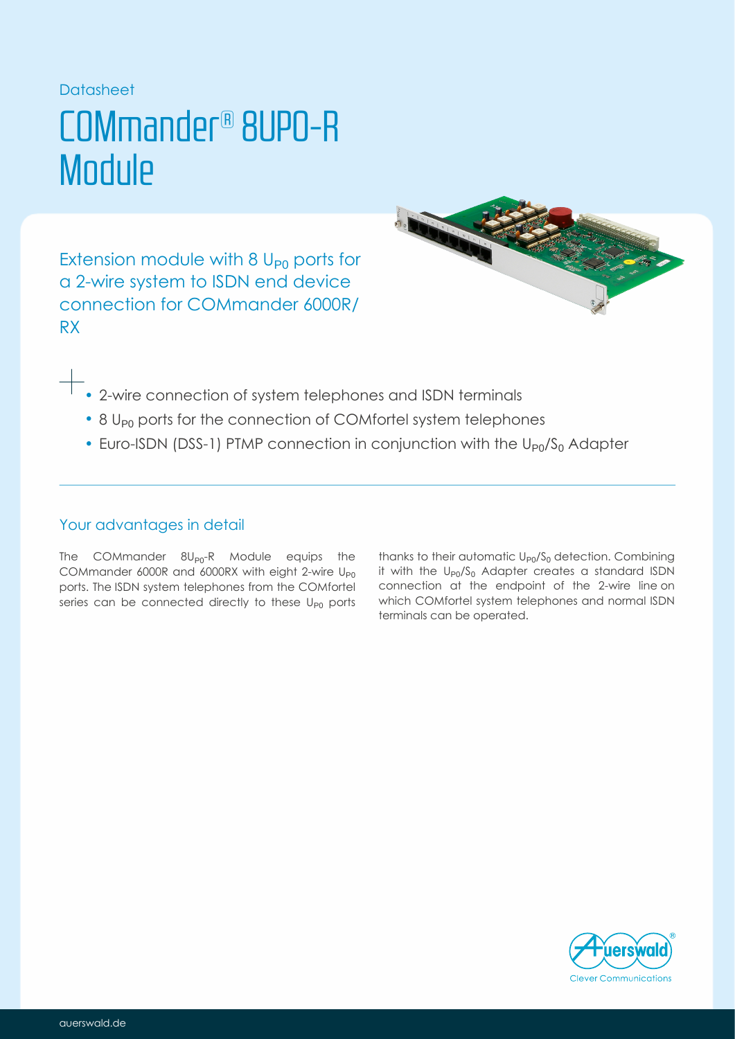Datasheet

# COMmander® 8UP0-R Module

Extension module with 8 $U_{P0}$ ports for a 2-wire system to ISDN end device connection for COMmander 6000R/RX

- 2-wire connection of system telephones and ISDN terminals
- 8 $U_{P0}$ ports for the connection of COMfortel system telephones
- Euro-ISDN (DSS-1) PTMP connection in conjunction with the $U_{P0}/S_0$ Adapter

## Your advantages in detail

The COMmander $8U_{P0}$-R Module equips the COMmander 6000R and 6000RX with eight 2-wire $U_{P0}$ ports. The ISDN system telephones from the COMfortel series can be connected directly to these $U_{P0}$ ports thanks to their automatic $U_{P0}/S_0$ detection. Combining it with the $U_{P0}/S_0$ Adapter creates a standard ISDN connection at the endpoint of the 2-wire line on which COMfortel system telephones and normal ISDN terminals can be operated.

Auerswald® Clever Communications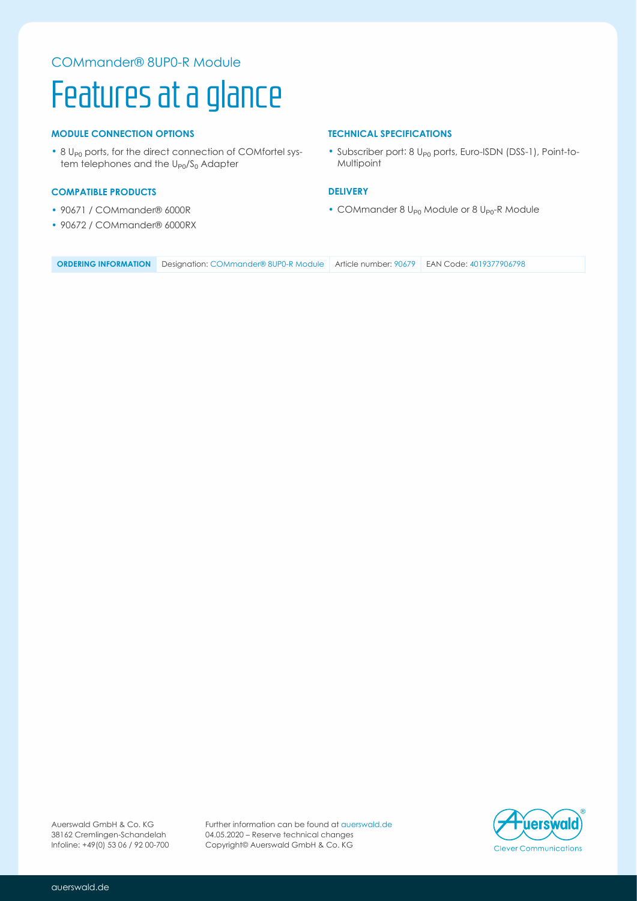COMmander® 8UP0-R Module

# Features at a glance

### MODULE CONNECTION OPTIONS

- 8 $U_{P0}$ ports, for the direct connection of COMfortel system telephones and the $U_{P0}/S_0$ Adapter

### COMPATIBLE PRODUCTS

- 90671 / COMmander® 6000R
- 90672 / COMmander® 6000RX

### TECHNICAL SPECIFICATIONS

- Subscriber port: 8 $U_{P0}$ ports, Euro-ISDN (DSS-1), Point-to-Multipoint

### DELIVERY

- COMmander 8 $U_{P0}$ Module or 8 $U_{P0}$-R Module

| | | | |
|---|---|---|---|
| **ORDERING INFORMATION** | Designation: COMmander® 8UP0-R Module | Article number: 90679 | EAN Code: 4019377906798 |

Auerswald GmbH & Co. KG
38162 Cremlingen-Schandelah
Infoline: +49(0) 53 06 / 92 00-700

Further information can be found at auerswald.de
04.05.2020 – Reserve technical changes
Copyright© Auerswald GmbH & Co. KG